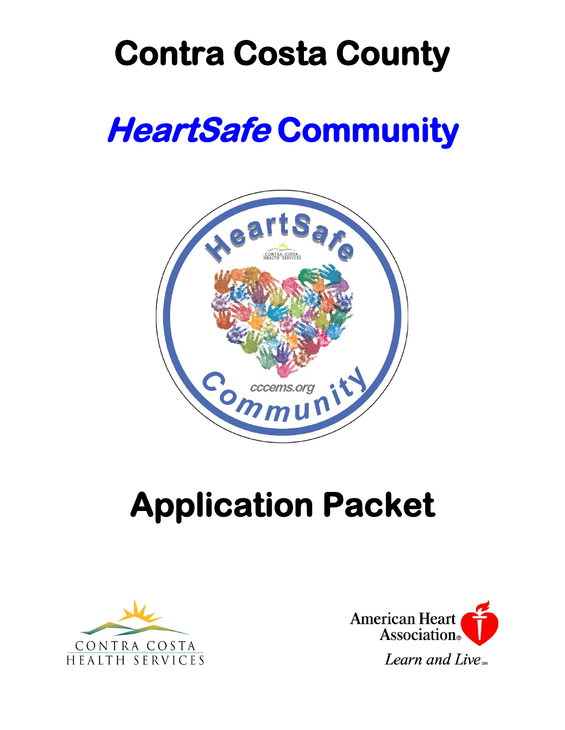# Contra Costa County

# *HeartSafe* Community

# Application Packet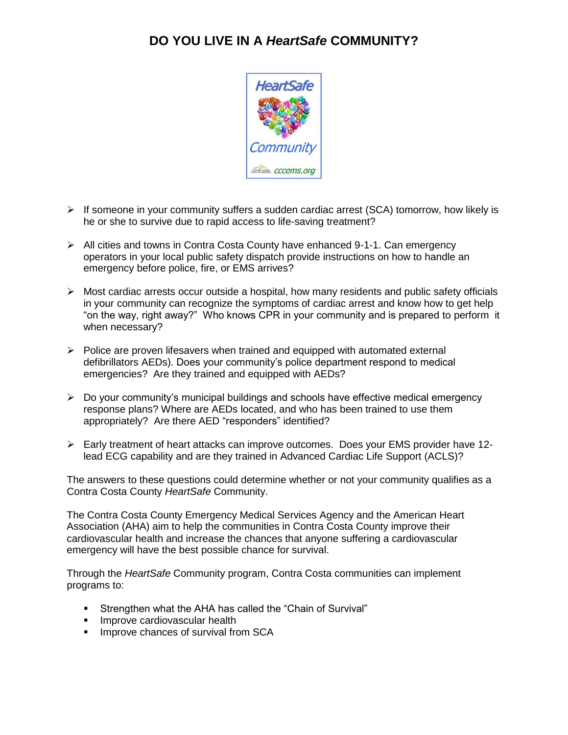# DO YOU LIVE IN A *HeartSafe* COMMUNITY?

- If someone in your community suffers a sudden cardiac arrest (SCA) tomorrow, how likely is he or she to survive due to rapid access to life-saving treatment?

- All cities and towns in Contra Costa County have enhanced 9-1-1. Can emergency operators in your local public safety dispatch provide instructions on how to handle an emergency before police, fire, or EMS arrives?

- Most cardiac arrests occur outside a hospital, how many residents and public safety officials in your community can recognize the symptoms of cardiac arrest and know how to get help "on the way, right away?" Who knows CPR in your community and is prepared to perform it when necessary?

- Police are proven lifesavers when trained and equipped with automated external defibrillators AEDs). Does your community's police department respond to medical emergencies? Are they trained and equipped with AEDs?

- Do your community's municipal buildings and schools have effective medical emergency response plans? Where are AEDs located, and who has been trained to use them appropriately? Are there AED "responders" identified?

- Early treatment of heart attacks can improve outcomes. Does your EMS provider have 12-lead ECG capability and are they trained in Advanced Cardiac Life Support (ACLS)?

The answers to these questions could determine whether or not your community qualifies as a Contra Costa County *HeartSafe* Community.

The Contra Costa County Emergency Medical Services Agency and the American Heart Association (AHA) aim to help the communities in Contra Costa County improve their cardiovascular health and increase the chances that anyone suffering a cardiovascular emergency will have the best possible chance for survival.

Through the *HeartSafe* Community program, Contra Costa communities can implement programs to:

- Strengthen what the AHA has called the "Chain of Survival"
- Improve cardiovascular health
- Improve chances of survival from SCA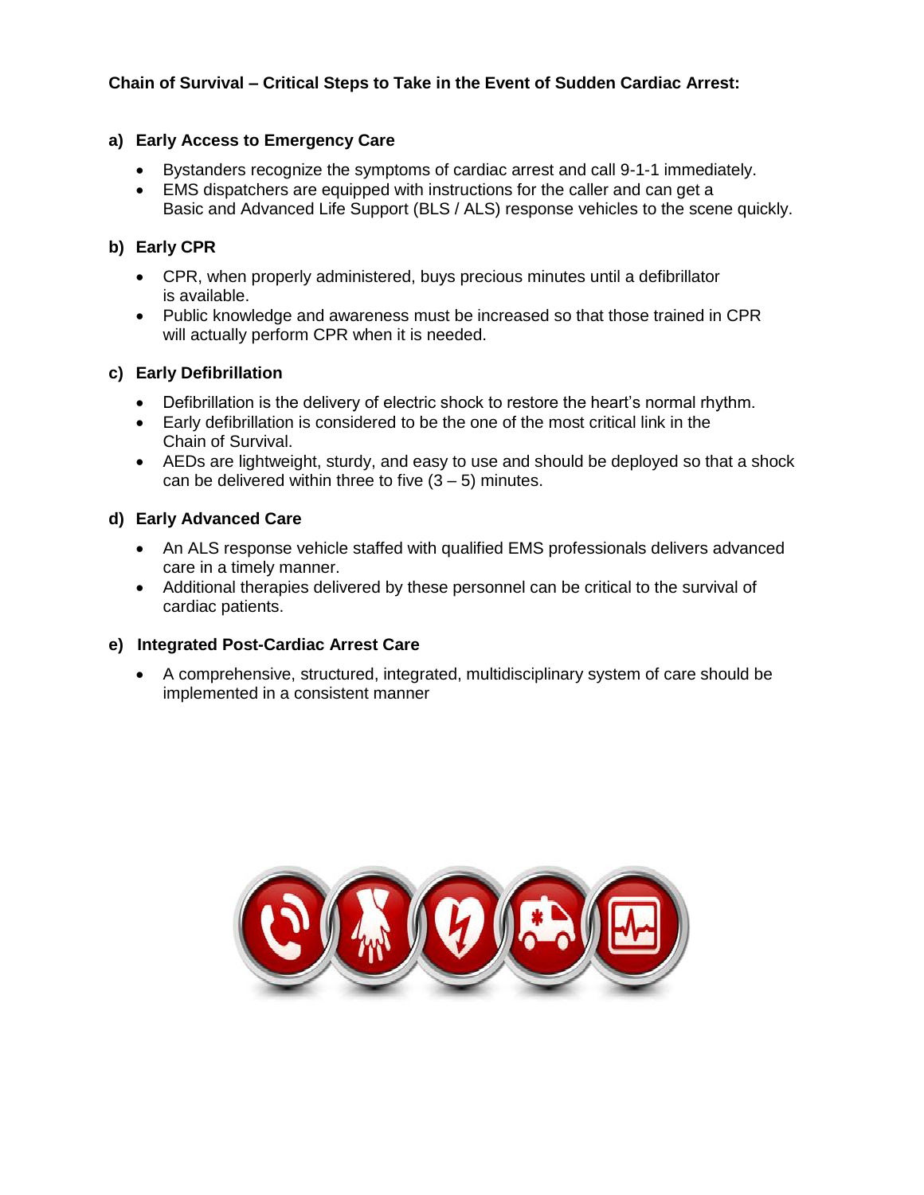**Chain of Survival – Critical Steps to Take in the Event of Sudden Cardiac Arrest:**

**a) Early Access to Emergency Care**

- Bystanders recognize the symptoms of cardiac arrest and call 9-1-1 immediately.
- EMS dispatchers are equipped with instructions for the caller and can get a Basic and Advanced Life Support (BLS / ALS) response vehicles to the scene quickly.

**b) Early CPR**

- CPR, when properly administered, buys precious minutes until a defibrillator is available.
- Public knowledge and awareness must be increased so that those trained in CPR will actually perform CPR when it is needed.

**c) Early Defibrillation**

- Defibrillation is the delivery of electric shock to restore the heart's normal rhythm.
- Early defibrillation is considered to be the one of the most critical link in the Chain of Survival.
- AEDs are lightweight, sturdy, and easy to use and should be deployed so that a shock can be delivered within three to five (3 – 5) minutes.

**d) Early Advanced Care**

- An ALS response vehicle staffed with qualified EMS professionals delivers advanced care in a timely manner.
- Additional therapies delivered by these personnel can be critical to the survival of cardiac patients.

**e) Integrated Post-Cardiac Arrest Care**

- A comprehensive, structured, integrated, multidisciplinary system of care should be implemented in a consistent manner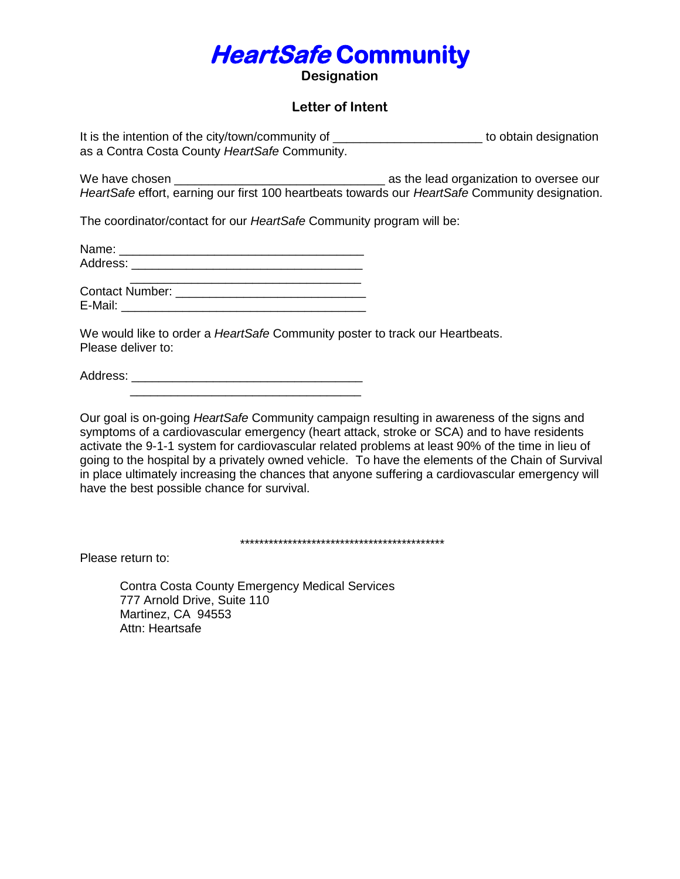# *HeartSafe* Community

**Designation**

## Letter of Intent

It is the intention of the city/town/community of _____________________ to obtain designation as a Contra Costa County *HeartSafe* Community.

We have chosen ______________________________ as the lead organization to oversee our *HeartSafe* effort, earning our first 100 heartbeats towards our *HeartSafe* Community designation.

The coordinator/contact for our *HeartSafe* Community program will be:

Name: ___________________________________
Address: _________________________________
_________________________________
Contact Number: ____________________________
E-Mail: ___________________________________

We would like to order a *HeartSafe* Community poster to track our Heartbeats.
Please deliver to:

Address: _________________________________
_________________________________

Our goal is on-going *HeartSafe* Community campaign resulting in awareness of the signs and symptoms of a cardiovascular emergency (heart attack, stroke or SCA) and to have residents activate the 9-1-1 system for cardiovascular related problems at least 90% of the time in lieu of going to the hospital by a privately owned vehicle. To have the elements of the Chain of Survival in place ultimately increasing the chances that anyone suffering a cardiovascular emergency will have the best possible chance for survival.

*********************************************

Please return to:

Contra Costa County Emergency Medical Services
777 Arnold Drive, Suite 110
Martinez, CA 94553
Attn: Heartsafe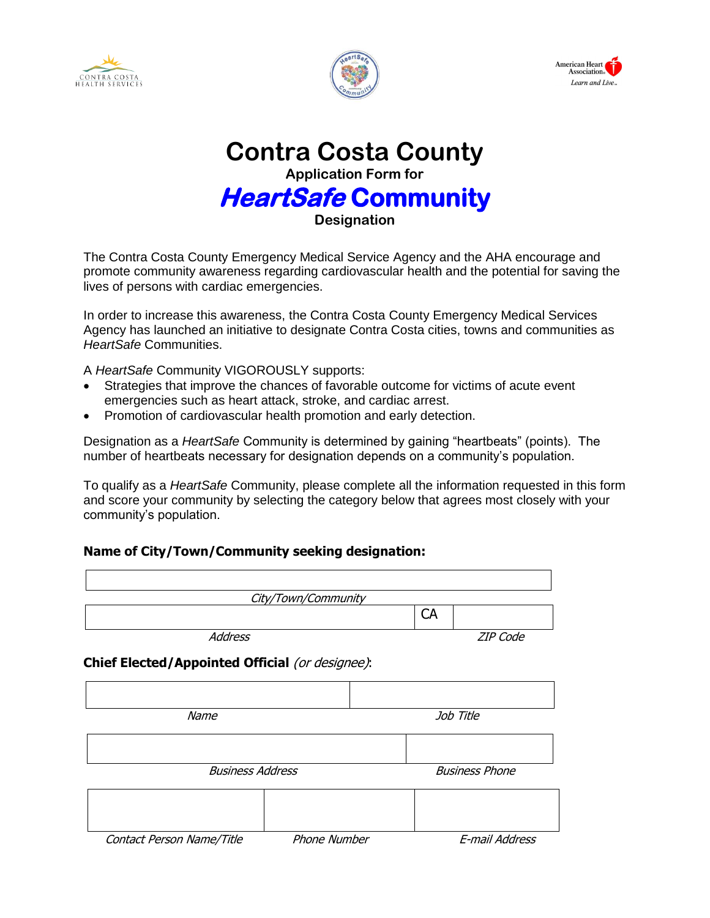# Contra Costa County

**Application Form for**

## ***HeartSafe* Community**

**Designation**

The Contra Costa County Emergency Medical Service Agency and the AHA encourage and promote community awareness regarding cardiovascular health and the potential for saving the lives of persons with cardiac emergencies.

In order to increase this awareness, the Contra Costa County Emergency Medical Services Agency has launched an initiative to designate Contra Costa cities, towns and communities as *HeartSafe* Communities.

A *HeartSafe* Community VIGOROUSLY supports:

- Strategies that improve the chances of favorable outcome for victims of acute event emergencies such as heart attack, stroke, and cardiac arrest.
- Promotion of cardiovascular health promotion and early detection.

Designation as a *HeartSafe* Community is determined by gaining "heartbeats" (points). The number of heartbeats necessary for designation depends on a community's population.

To qualify as a *HeartSafe* Community, please complete all the information requested in this form and score your community by selecting the category below that agrees most closely with your community's population.

**Name of City/Town/Community seeking designation:**

| |
|---|
| *City/Town/Community* |

| | CA | |
|---|---|---|
| *Address* | | *ZIP Code* |

**Chief Elected/Appointed Official** *(or designee)*:

| | |
|---|---|
| *Name* | *Job Title* |

| | |
|---|---|
| *Business Address* | *Business Phone* |

| | | |
|---|---|---|
| *Contact Person Name/Title* | *Phone Number* | *E-mail Address* |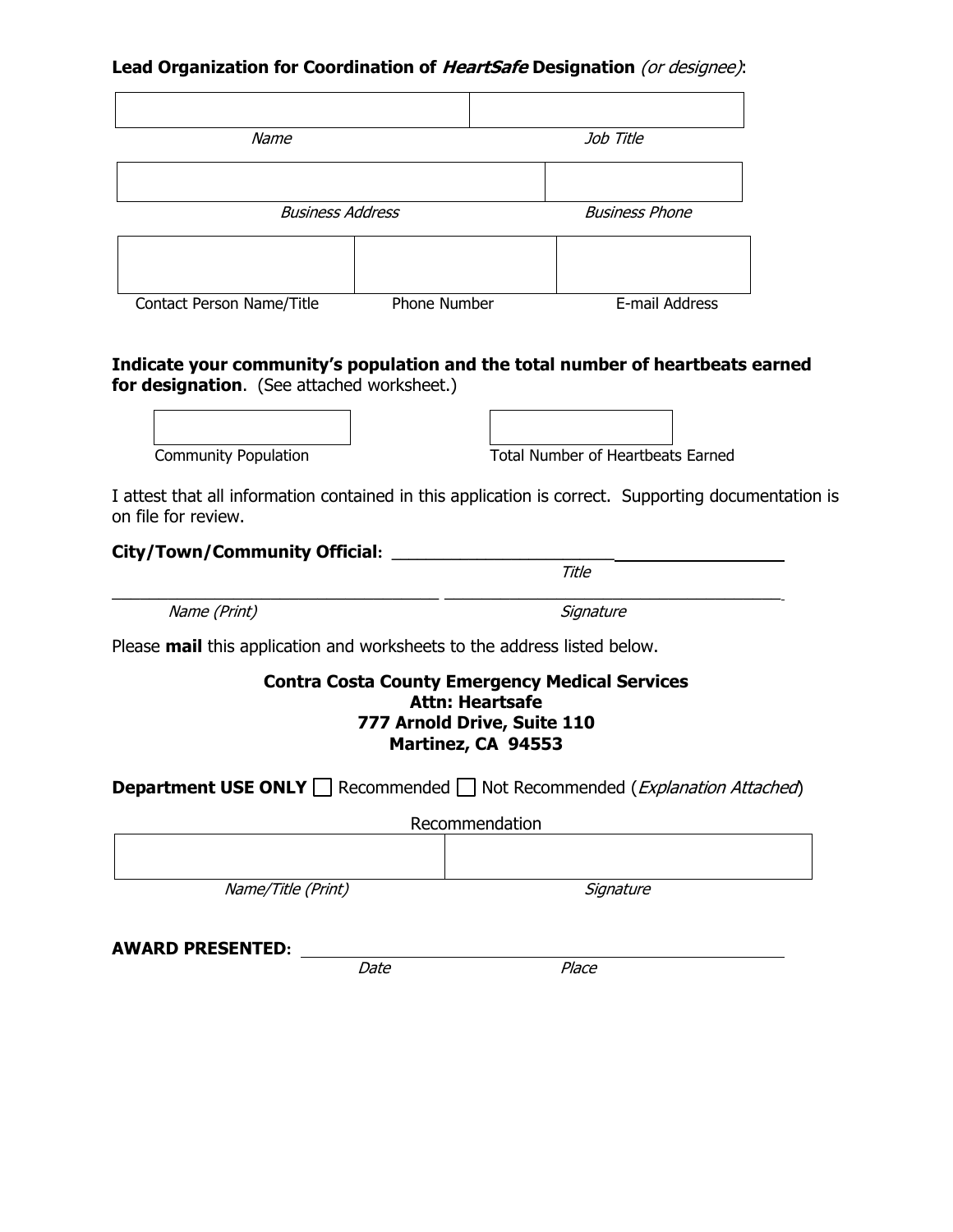**Lead Organization for Coordination of *HeartSafe* Designation** *(or designee)*:

| | |
|---|---|
| | |
| *Name* | *Job Title* |

| | |
|---|---|
| | |
| *Business Address* | *Business Phone* |

| | | |
|---|---|---|
| | | |
| Contact Person Name/Title | Phone Number | E-mail Address |

**Indicate your community's population and the total number of heartbeats earned for designation**. (See attached worksheet.)

| | |
|---|---|
| | |
| Community Population | Total Number of Heartbeats Earned |

I attest that all information contained in this application is correct. Supporting documentation is on file for review.

**City/Town/Community Official**: ______________________________________

*Title*

______________________________________ ______________________________________

*Name (Print)* *Signature*

Please **mail** this application and worksheets to the address listed below.

**Contra Costa County Emergency Medical Services**
**Attn: Heartsafe**
**777 Arnold Drive, Suite 110**
**Martinez, CA 94553**

**Department USE ONLY** ☐ Recommended ☐ Not Recommended (*Explanation Attached*)

Recommendation

| | |
|---|---|
| | |
| *Name/Title (Print)* | *Signature* |

**AWARD PRESENTED**: ______________________________________

*Date* *Place*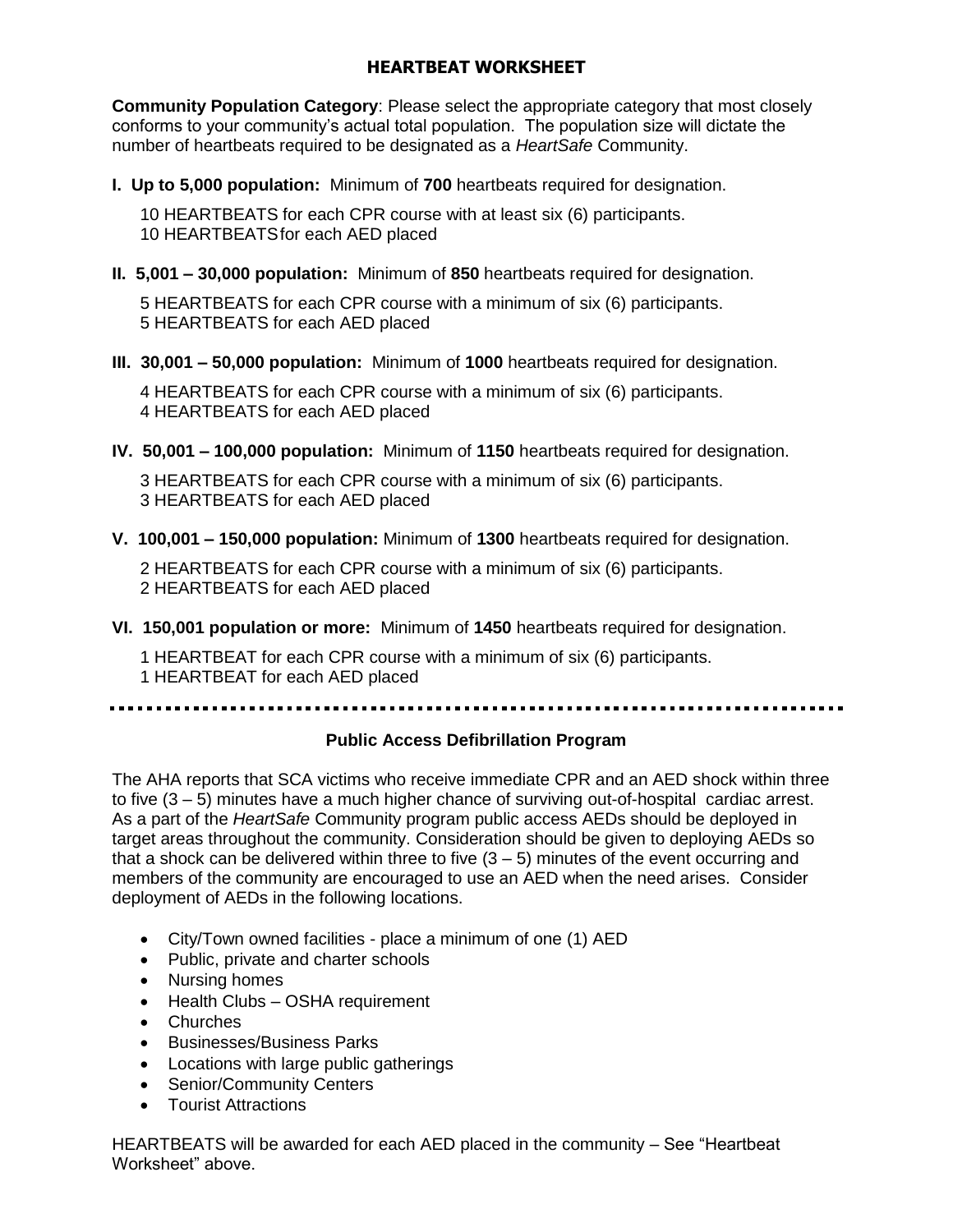## HEARTBEAT WORKSHEET

**Community Population Category**: Please select the appropriate category that most closely conforms to your community's actual total population. The population size will dictate the number of heartbeats required to be designated as a *HeartSafe* Community.

**I. Up to 5,000 population:** Minimum of **700** heartbeats required for designation.

10 HEARTBEATS for each CPR course with at least six (6) participants.
10 HEARTBEATS for each AED placed

**II. 5,001 – 30,000 population:** Minimum of **850** heartbeats required for designation.

5 HEARTBEATS for each CPR course with a minimum of six (6) participants.
5 HEARTBEATS for each AED placed

**III. 30,001 – 50,000 population:** Minimum of **1000** heartbeats required for designation.

4 HEARTBEATS for each CPR course with a minimum of six (6) participants.
4 HEARTBEATS for each AED placed

**IV. 50,001 – 100,000 population:** Minimum of **1150** heartbeats required for designation.

3 HEARTBEATS for each CPR course with a minimum of six (6) participants.
3 HEARTBEATS for each AED placed

**V. 100,001 – 150,000 population:** Minimum of **1300** heartbeats required for designation.

2 HEARTBEATS for each CPR course with a minimum of six (6) participants.
2 HEARTBEATS for each AED placed

**VI. 150,001 population or more:** Minimum of **1450** heartbeats required for designation.

1 HEARTBEAT for each CPR course with a minimum of six (6) participants.
1 HEARTBEAT for each AED placed

---

### Public Access Defibrillation Program

The AHA reports that SCA victims who receive immediate CPR and an AED shock within three to five (3 – 5) minutes have a much higher chance of surviving out-of-hospital cardiac arrest. As a part of the *HeartSafe* Community program public access AEDs should be deployed in target areas throughout the community. Consideration should be given to deploying AEDs so that a shock can be delivered within three to five (3 – 5) minutes of the event occurring and members of the community are encouraged to use an AED when the need arises. Consider deployment of AEDs in the following locations.

- City/Town owned facilities - place a minimum of one (1) AED
- Public, private and charter schools
- Nursing homes
- Health Clubs – OSHA requirement
- Churches
- Businesses/Business Parks
- Locations with large public gatherings
- Senior/Community Centers
- Tourist Attractions

HEARTBEATS will be awarded for each AED placed in the community – See "Heartbeat Worksheet" above.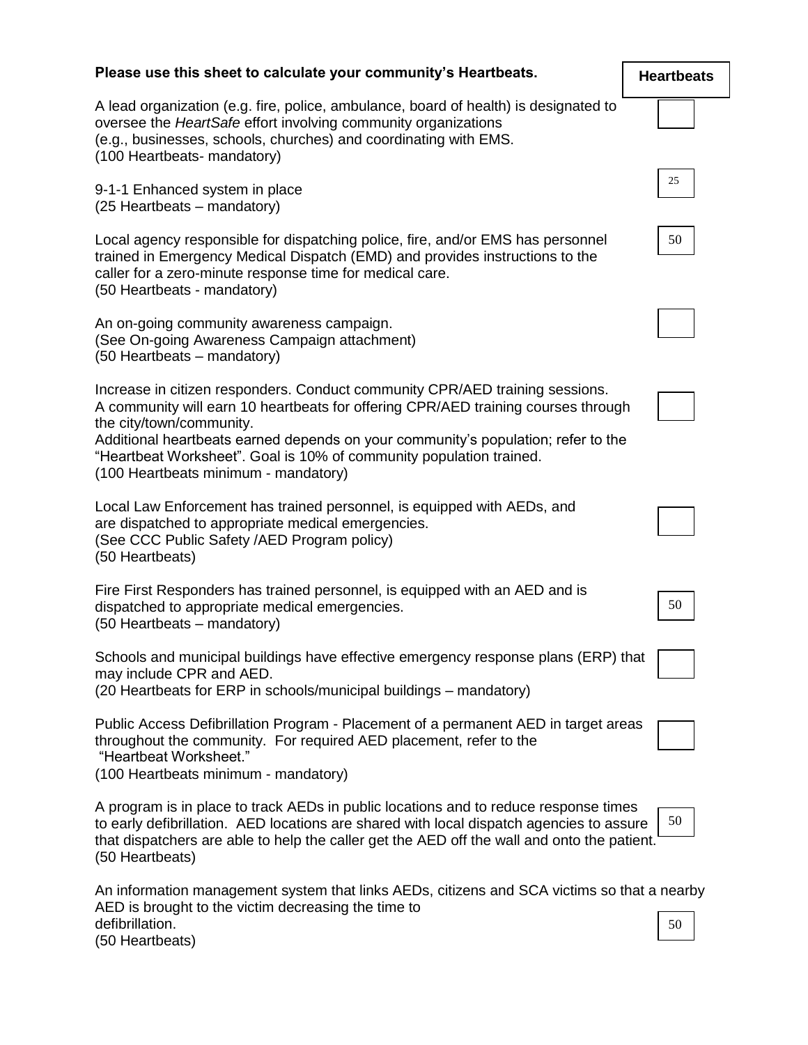| Please use this sheet to calculate your community's Heartbeats. | Heartbeats |
|---|---|
| A lead organization (e.g. fire, police, ambulance, board of health) is designated to oversee the *HeartSafe* effort involving community organizations (e.g., businesses, schools, churches) and coordinating with EMS.<br>(100 Heartbeats- mandatory) | |
| 9-1-1 Enhanced system in place<br>(25 Heartbeats – mandatory) | 25 |
| Local agency responsible for dispatching police, fire, and/or EMS has personnel trained in Emergency Medical Dispatch (EMD) and provides instructions to the caller for a zero-minute response time for medical care.<br>(50 Heartbeats - mandatory) | 50 |
| An on-going community awareness campaign.<br>(See On-going Awareness Campaign attachment)<br>(50 Heartbeats – mandatory) | |
| Increase in citizen responders. Conduct community CPR/AED training sessions. A community will earn 10 heartbeats for offering CPR/AED training courses through the city/town/community.<br>Additional heartbeats earned depends on your community's population; refer to the "Heartbeat Worksheet". Goal is 10% of community population trained.<br>(100 Heartbeats minimum - mandatory) | |
| Local Law Enforcement has trained personnel, is equipped with AEDs, and are dispatched to appropriate medical emergencies.<br>(See CCC Public Safety /AED Program policy)<br>(50 Heartbeats) | |
| Fire First Responders has trained personnel, is equipped with an AED and is dispatched to appropriate medical emergencies.<br>(50 Heartbeats – mandatory) | 50 |
| Schools and municipal buildings have effective emergency response plans (ERP) that may include CPR and AED.<br>(20 Heartbeats for ERP in schools/municipal buildings – mandatory) | |
| Public Access Defibrillation Program - Placement of a permanent AED in target areas throughout the community. For required AED placement, refer to the "Heartbeat Worksheet."<br>(100 Heartbeats minimum - mandatory) | |
| A program is in place to track AEDs in public locations and to reduce response times to early defibrillation. AED locations are shared with local dispatch agencies to assure that dispatchers are able to help the caller get the AED off the wall and onto the patient.<br>(50 Heartbeats) | 50 |
| An information management system that links AEDs, citizens and SCA victims so that a nearby AED is brought to the victim decreasing the time to defibrillation.<br>(50 Heartbeats) | 50 |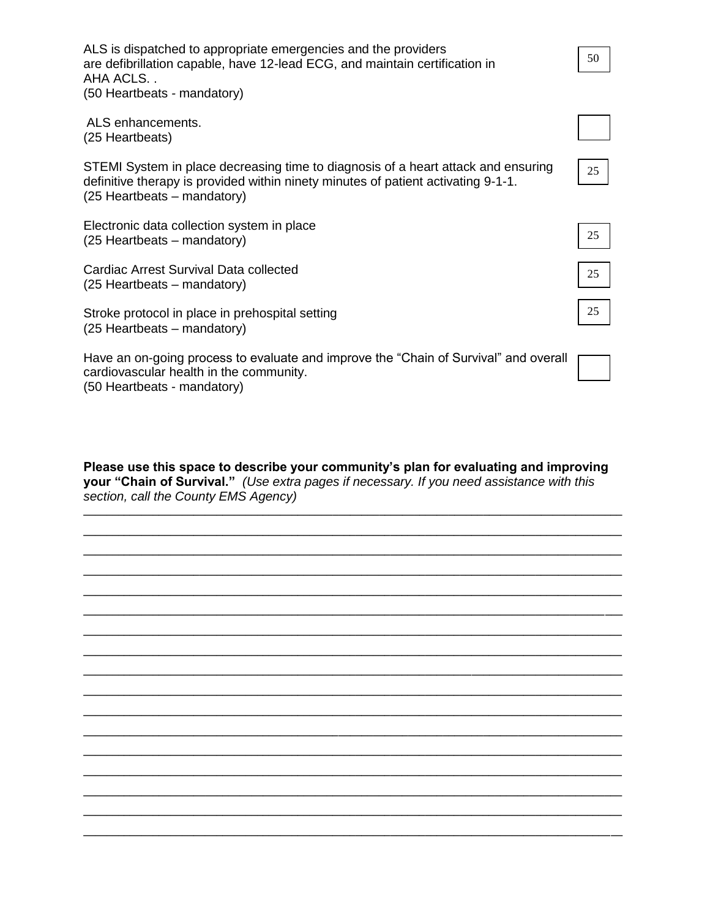ALS is dispatched to appropriate emergencies and the providers are defibrillation capable, have 12-lead ECG, and maintain certification in AHA ACLS. .
(50 Heartbeats - mandatory) — 50

ALS enhancements.
(25 Heartbeats) — ____

STEMI System in place decreasing time to diagnosis of a heart attack and ensuring definitive therapy is provided within ninety minutes of patient activating 9-1-1.
(25 Heartbeats – mandatory) — 25

Electronic data collection system in place
(25 Heartbeats – mandatory) — 25

Cardiac Arrest Survival Data collected
(25 Heartbeats – mandatory) — 25

Stroke protocol in place in prehospital setting
(25 Heartbeats – mandatory) — 25

Have an on-going process to evaluate and improve the "Chain of Survival" and overall cardiovascular health in the community.
(50 Heartbeats - mandatory) — ____

**Please use this space to describe your community's plan for evaluating and improving your "Chain of Survival."** *(Use extra pages if necessary. If you need assistance with this section, call the County EMS Agency)*

_______________________________________________________________________________
_______________________________________________________________________________
_______________________________________________________________________________
_______________________________________________________________________________
_______________________________________________________________________________
_______________________________________________________________________________
_______________________________________________________________________________
_______________________________________________________________________________
_______________________________________________________________________________
_______________________________________________________________________________
_______________________________________________________________________________
_______________________________________________________________________________
_______________________________________________________________________________
_______________________________________________________________________________
_______________________________________________________________________________
_______________________________________________________________________________
_______________________________________________________________________________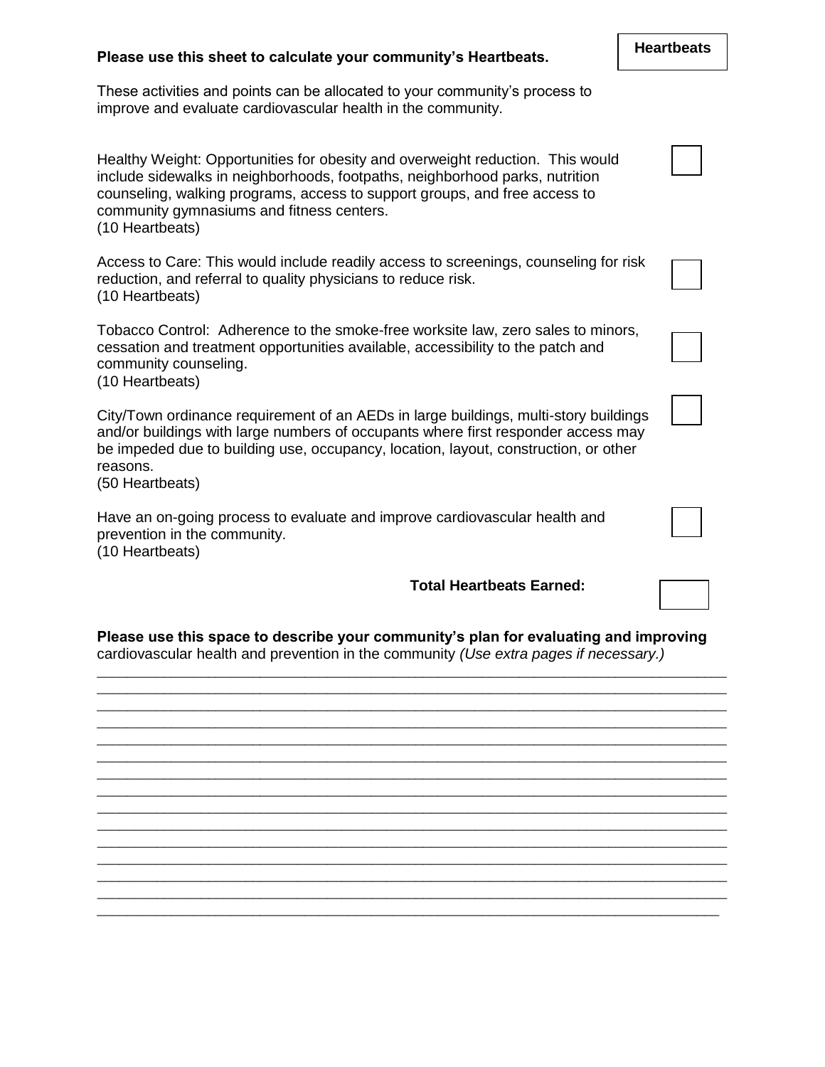**Heartbeats**

**Please use this sheet to calculate your community's Heartbeats.**

These activities and points can be allocated to your community's process to improve and evaluate cardiovascular health in the community.

Healthy Weight: Opportunities for obesity and overweight reduction. This would include sidewalks in neighborhoods, footpaths, neighborhood parks, nutrition counseling, walking programs, access to support groups, and free access to community gymnasiums and fitness centers.
(10 Heartbeats) ☐

Access to Care: This would include readily access to screenings, counseling for risk reduction, and referral to quality physicians to reduce risk.
(10 Heartbeats) ☐

Tobacco Control: Adherence to the smoke-free worksite law, zero sales to minors, cessation and treatment opportunities available, accessibility to the patch and community counseling.
(10 Heartbeats) ☐

City/Town ordinance requirement of an AEDs in large buildings, multi-story buildings and/or buildings with large numbers of occupants where first responder access may be impeded due to building use, occupancy, location, layout, construction, or other reasons.
(50 Heartbeats) ☐

Have an on-going process to evaluate and improve cardiovascular health and prevention in the community.
(10 Heartbeats) ☐

**Total Heartbeats Earned:** ☐

**Please use this space to describe your community's plan for evaluating and improving** cardiovascular health and prevention in the community *(Use extra pages if necessary.)*

_______________________________________________________________________________
_______________________________________________________________________________
_______________________________________________________________________________
_______________________________________________________________________________
_______________________________________________________________________________
_______________________________________________________________________________
_______________________________________________________________________________
_______________________________________________________________________________
_______________________________________________________________________________
_______________________________________________________________________________
_______________________________________________________________________________
_______________________________________________________________________________
_______________________________________________________________________________
_______________________________________________________________________________
_______________________________________________________________________________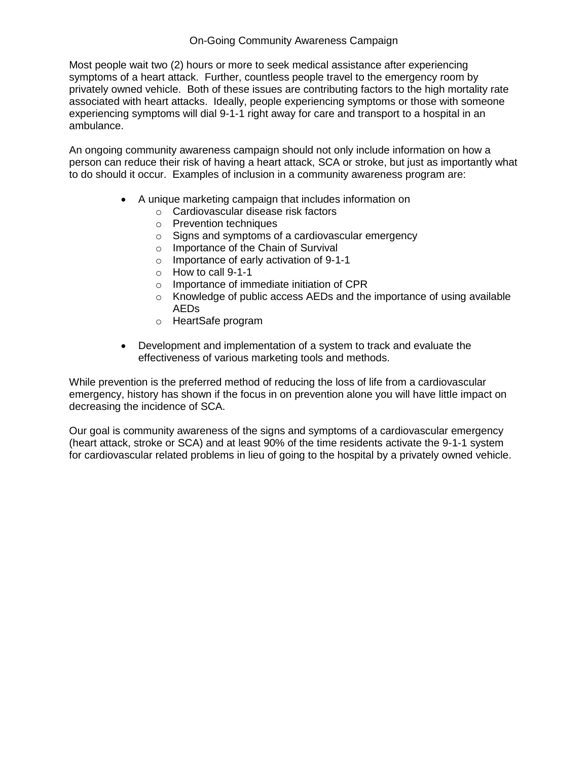## On-Going Community Awareness Campaign

Most people wait two (2) hours or more to seek medical assistance after experiencing symptoms of a heart attack. Further, countless people travel to the emergency room by privately owned vehicle. Both of these issues are contributing factors to the high mortality rate associated with heart attacks. Ideally, people experiencing symptoms or those with someone experiencing symptoms will dial 9-1-1 right away for care and transport to a hospital in an ambulance.

An ongoing community awareness campaign should not only include information on how a person can reduce their risk of having a heart attack, SCA or stroke, but just as importantly what to do should it occur. Examples of inclusion in a community awareness program are:

- A unique marketing campaign that includes information on
  - Cardiovascular disease risk factors
  - Prevention techniques
  - Signs and symptoms of a cardiovascular emergency
  - Importance of the Chain of Survival
  - Importance of early activation of 9-1-1
  - How to call 9-1-1
  - Importance of immediate initiation of CPR
  - Knowledge of public access AEDs and the importance of using available AEDs
  - HeartSafe program
- Development and implementation of a system to track and evaluate the effectiveness of various marketing tools and methods.

While prevention is the preferred method of reducing the loss of life from a cardiovascular emergency, history has shown if the focus in on prevention alone you will have little impact on decreasing the incidence of SCA.

Our goal is community awareness of the signs and symptoms of a cardiovascular emergency (heart attack, stroke or SCA) and at least 90% of the time residents activate the 9-1-1 system for cardiovascular related problems in lieu of going to the hospital by a privately owned vehicle.